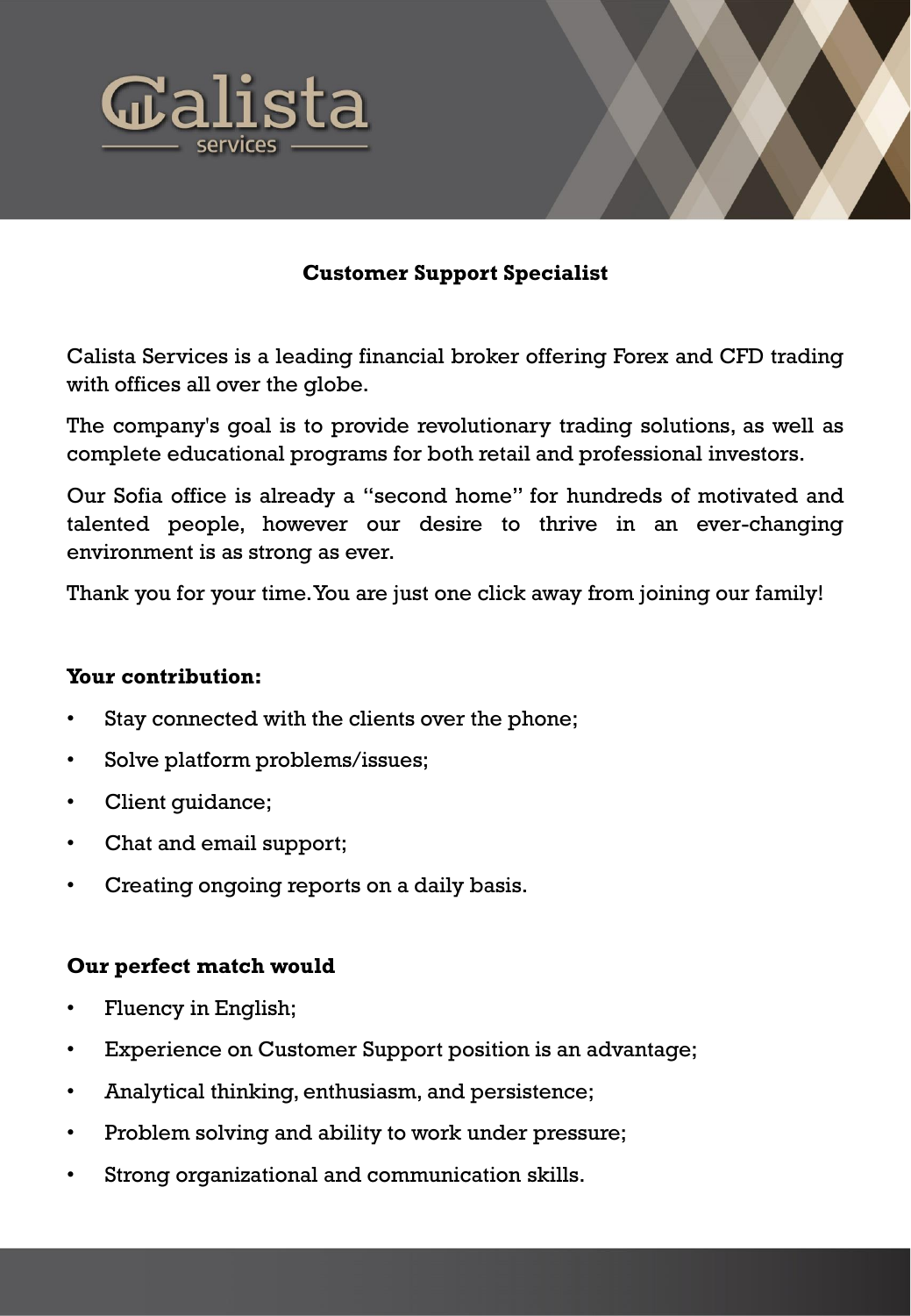Calista services

## Customer Support Specialist

Calista Services is a leading financial broker offering Forex and CFD trading with offices all over the globe.

The company's goal is to provide revolutionary trading solutions, as well as complete educational programs for both retail and professional investors.

Our Sofia office is already a "second home" for hundreds of motivated and talented people, however our desire to thrive in an ever-changing environment is as strong as ever.

Thank you for your time. You are just one click away from joining our family!

### Your contribution:

- Stay connected with the clients over the phone;
- Solve platform problems/issues;
- Client guidance;
- Chat and email support;
- Creating ongoing reports on a daily basis.

### Our perfect match would

- Fluency in English;
- Experience on Customer Support position is an advantage;
- Analytical thinking, enthusiasm, and persistence;
- Problem solving and ability to work under pressure;
- Strong organizational and communication skills.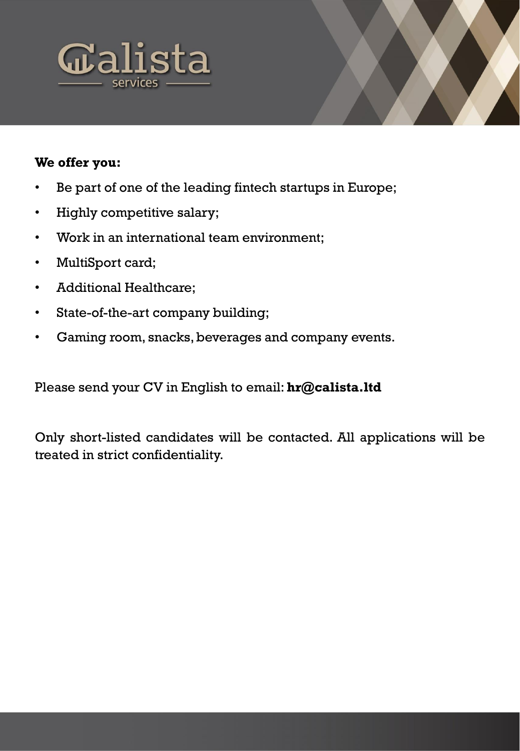**We offer you:**

- Be part of one of the leading fintech startups in Europe;
- Highly competitive salary;
- Work in an international team environment;
- MultiSport card;
- Additional Healthcare;
- State-of-the-art company building;
- Gaming room, snacks, beverages and company events.

Please send your CV in English to email: **hr@calista.ltd**

Only short-listed candidates will be contacted. All applications will be treated in strict confidentiality.